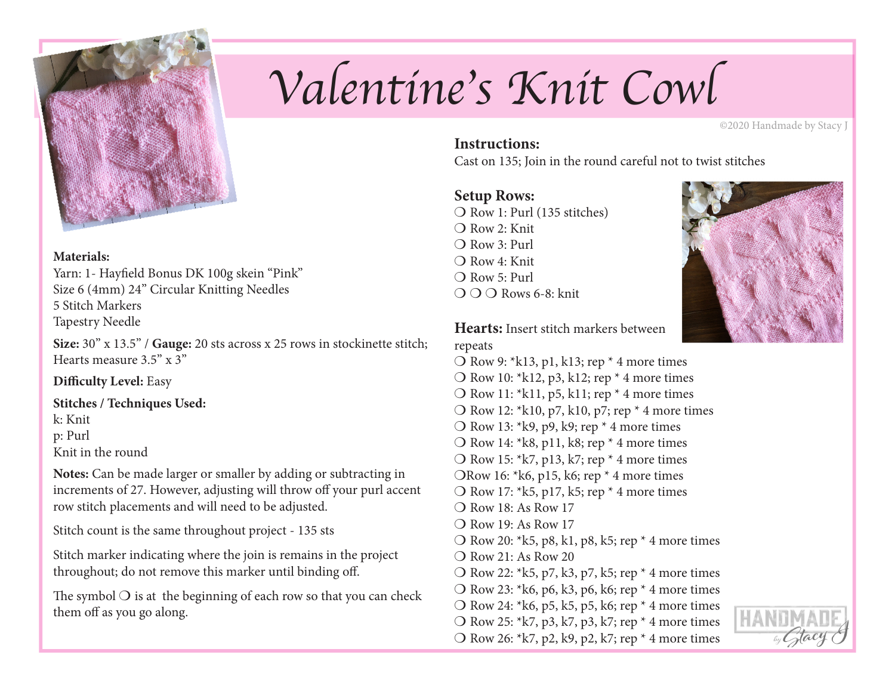# Valentine's Knit Cowl

©2020 Handmade by Stacy J

**Materials:**
Yarn: 1- Hayfield Bonus DK 100g skein "Pink"
Size 6 (4mm) 24" Circular Knitting Needles
5 Stitch Markers
Tapestry Needle

**Size:** 30" x 13.5" / **Gauge:** 20 sts across x 25 rows in stockinette stitch; Hearts measure 3.5" x 3"

**Difficulty Level:** Easy

**Stitches / Techniques Used:**
k: Knit
p: Purl
Knit in the round

**Notes:** Can be made larger or smaller by adding or subtracting in increments of 27. However, adjusting will throw off your purl accent row stitch placements and will need to be adjusted.

Stitch count is the same throughout project - 135 sts

Stitch marker indicating where the join is remains in the project throughout; do not remove this marker until binding off.

The symbol ❍ is at the beginning of each row so that you can check them off as you go along.

**Instructions:**
Cast on 135; Join in the round careful not to twist stitches

**Setup Rows:**
❍ Row 1: Purl (135 stitches)
❍ Row 2: Knit
❍ Row 3: Purl
❍ Row 4: Knit
❍ Row 5: Purl
❍ ❍ ❍ Rows 6-8: knit

**Hearts:** Insert stitch markers between repeats
❍ Row 9: *k13, p1, k13; rep * 4 more times
❍ Row 10: *k12, p3, k12; rep * 4 more times
❍ Row 11: *k11, p5, k11; rep * 4 more times
❍ Row 12: *k10, p7, k10, p7; rep * 4 more times
❍ Row 13: *k9, p9, k9; rep * 4 more times
❍ Row 14: *k8, p11, k8; rep * 4 more times
❍ Row 15: *k7, p13, k7; rep * 4 more times
❍Row 16: *k6, p15, k6; rep * 4 more times
❍ Row 17: *k5, p17, k5; rep * 4 more times
❍ Row 18: As Row 17
❍ Row 19: As Row 17
❍ Row 20: *k5, p8, k1, p8, k5; rep * 4 more times
❍ Row 21: As Row 20
❍ Row 22: *k5, p7, k3, p7, k5; rep * 4 more times
❍ Row 23: *k6, p6, k3, p6, k6; rep * 4 more times
❍ Row 24: *k6, p5, k5, p5, k6; rep * 4 more times
❍ Row 25: *k7, p3, k7, p3, k7; rep * 4 more times
❍ Row 26: *k7, p2, k9, p2, k7; rep * 4 more times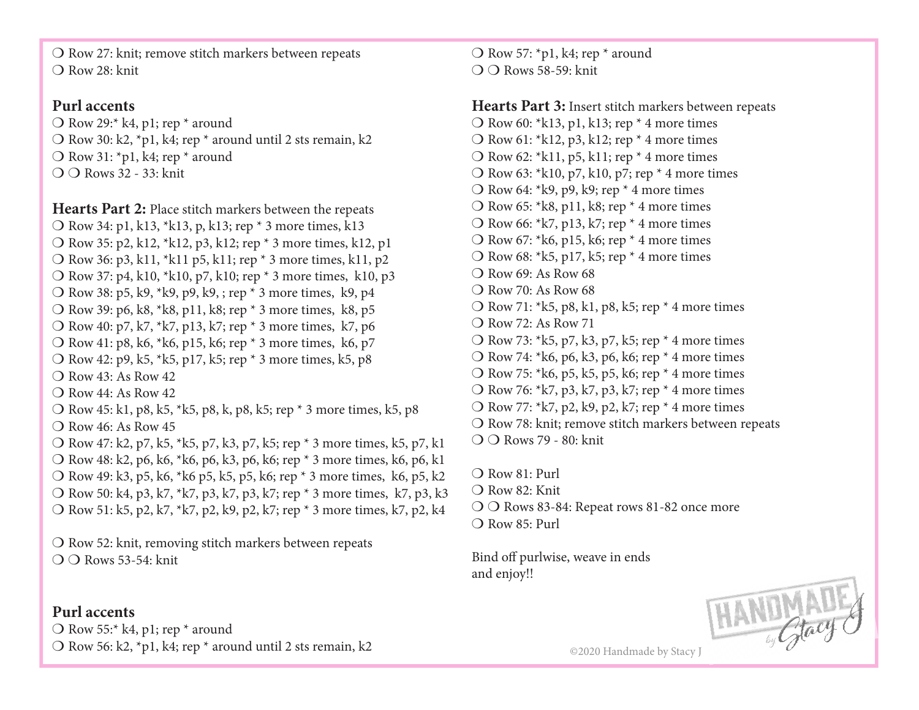❍ Row 27: knit; remove stitch markers between repeats
❍ Row 28: knit

### Purl accents

❍ Row 29:* k4, p1; rep * around
❍ Row 30: k2, *p1, k4; rep * around until 2 sts remain, k2
❍ Row 31: *p1, k4; rep * around
❍ ❍ Rows 32 - 33: knit

**Hearts Part 2:** Place stitch markers between the repeats
❍ Row 34: p1, k13, *k13, p, k13; rep * 3 more times, k13
❍ Row 35: p2, k12, *k12, p3, k12; rep * 3 more times, k12, p1
❍ Row 36: p3, k11, *k11 p5, k11; rep * 3 more times, k11, p2
❍ Row 37: p4, k10, *k10, p7, k10; rep * 3 more times, k10, p3
❍ Row 38: p5, k9, *k9, p9, k9, ; rep * 3 more times, k9, p4
❍ Row 39: p6, k8, *k8, p11, k8; rep * 3 more times, k8, p5
❍ Row 40: p7, k7, *k7, p13, k7; rep * 3 more times, k7, p6
❍ Row 41: p8, k6, *k6, p15, k6; rep * 3 more times, k6, p7
❍ Row 42: p9, k5, *k5, p17, k5; rep * 3 more times, k5, p8
❍ Row 43: As Row 42
❍ Row 44: As Row 42
❍ Row 45: k1, p8, k5, *k5, p8, k, p8, k5; rep * 3 more times, k5, p8
❍ Row 46: As Row 45
❍ Row 47: k2, p7, k5, *k5, p7, k3, p7, k5; rep * 3 more times, k5, p7, k1
❍ Row 48: k2, p6, k6, *k6, p6, k3, p6, k6; rep * 3 more times, k6, p6, k1
❍ Row 49: k3, p5, k6, *k6 p5, k5, p5, k6; rep * 3 more times, k6, p5, k2
❍ Row 50: k4, p3, k7, *k7, p3, k7, p3, k7; rep * 3 more times, k7, p3, k3
❍ Row 51: k5, p2, k7, *k7, p2, k9, p2, k7; rep * 3 more times, k7, p2, k4

❍ Row 52: knit, removing stitch markers between repeats
❍ ❍ Rows 53-54: knit

### Purl accents

❍ Row 55:* k4, p1; rep * around
❍ Row 56: k2, *p1, k4; rep * around until 2 sts remain, k2
❍ Row 57: *p1, k4; rep * around
❍ ❍ Rows 58-59: knit

**Hearts Part 3:** Insert stitch markers between repeats
❍ Row 60: *k13, p1, k13; rep * 4 more times
❍ Row 61: *k12, p3, k12; rep * 4 more times
❍ Row 62: *k11, p5, k11; rep * 4 more times
❍ Row 63: *k10, p7, k10, p7; rep * 4 more times
❍ Row 64: *k9, p9, k9; rep * 4 more times
❍ Row 65: *k8, p11, k8; rep * 4 more times
❍ Row 66: *k7, p13, k7; rep * 4 more times
❍ Row 67: *k6, p15, k6; rep * 4 more times
❍ Row 68: *k5, p17, k5; rep * 4 more times
❍ Row 69: As Row 68
❍ Row 70: As Row 68
❍ Row 71: *k5, p8, k1, p8, k5; rep * 4 more times
❍ Row 72: As Row 71
❍ Row 73: *k5, p7, k3, p7, k5; rep * 4 more times
❍ Row 74: *k6, p6, k3, p6, k6; rep * 4 more times
❍ Row 75: *k6, p5, k5, p5, k6; rep * 4 more times
❍ Row 76: *k7, p3, k7, p3, k7; rep * 4 more times
❍ Row 77: *k7, p2, k9, p2, k7; rep * 4 more times
❍ Row 78: knit; remove stitch markers between repeats
❍ ❍ Rows 79 - 80: knit

❍ Row 81: Purl
❍ Row 82: Knit
❍ ❍ Rows 83-84: Repeat rows 81-82 once more
❍ Row 85: Purl

Bind off purlwise, weave in ends
and enjoy!!

©2020 Handmade by Stacy J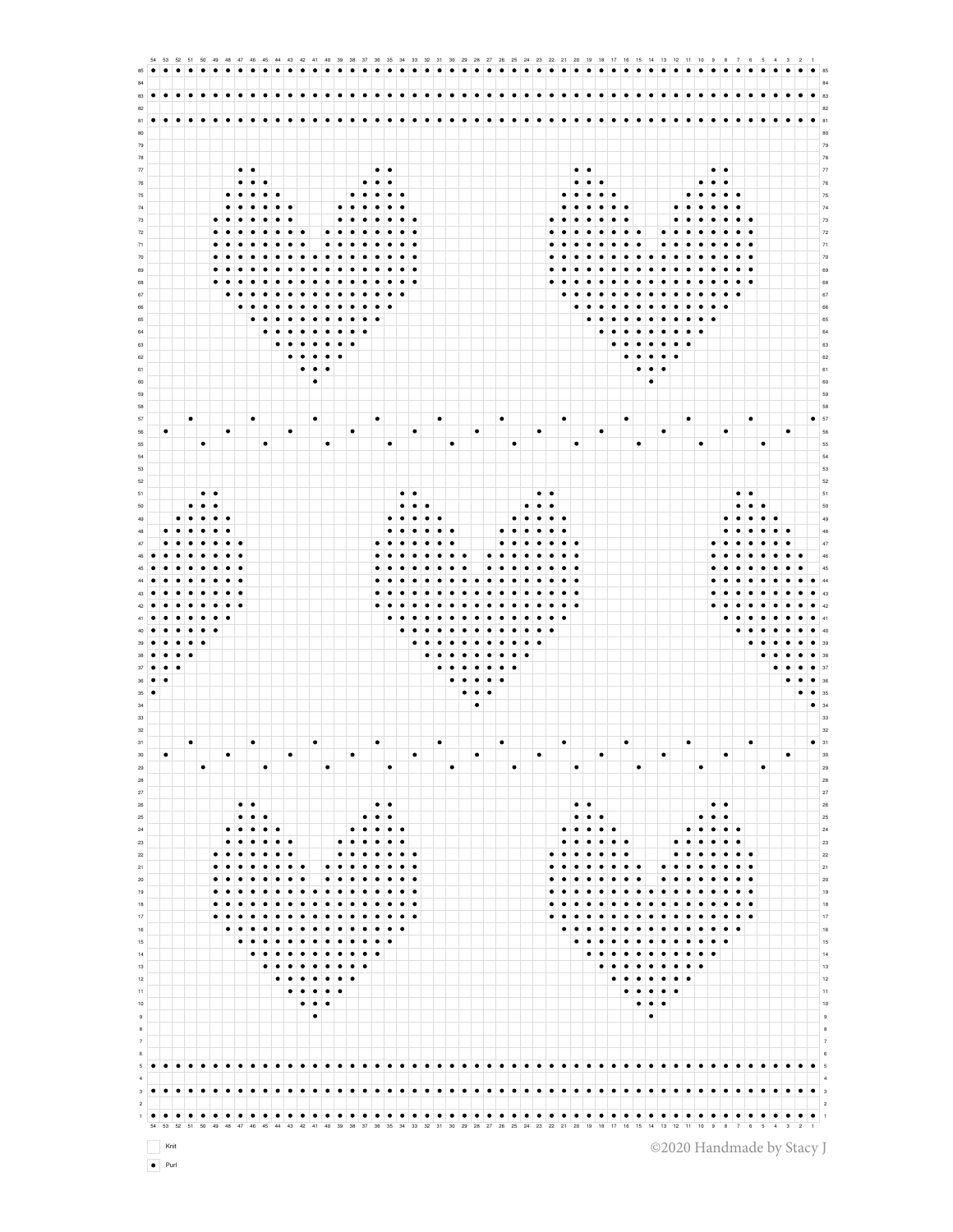Knit

Purl

©2020 Handmade by Stacy J